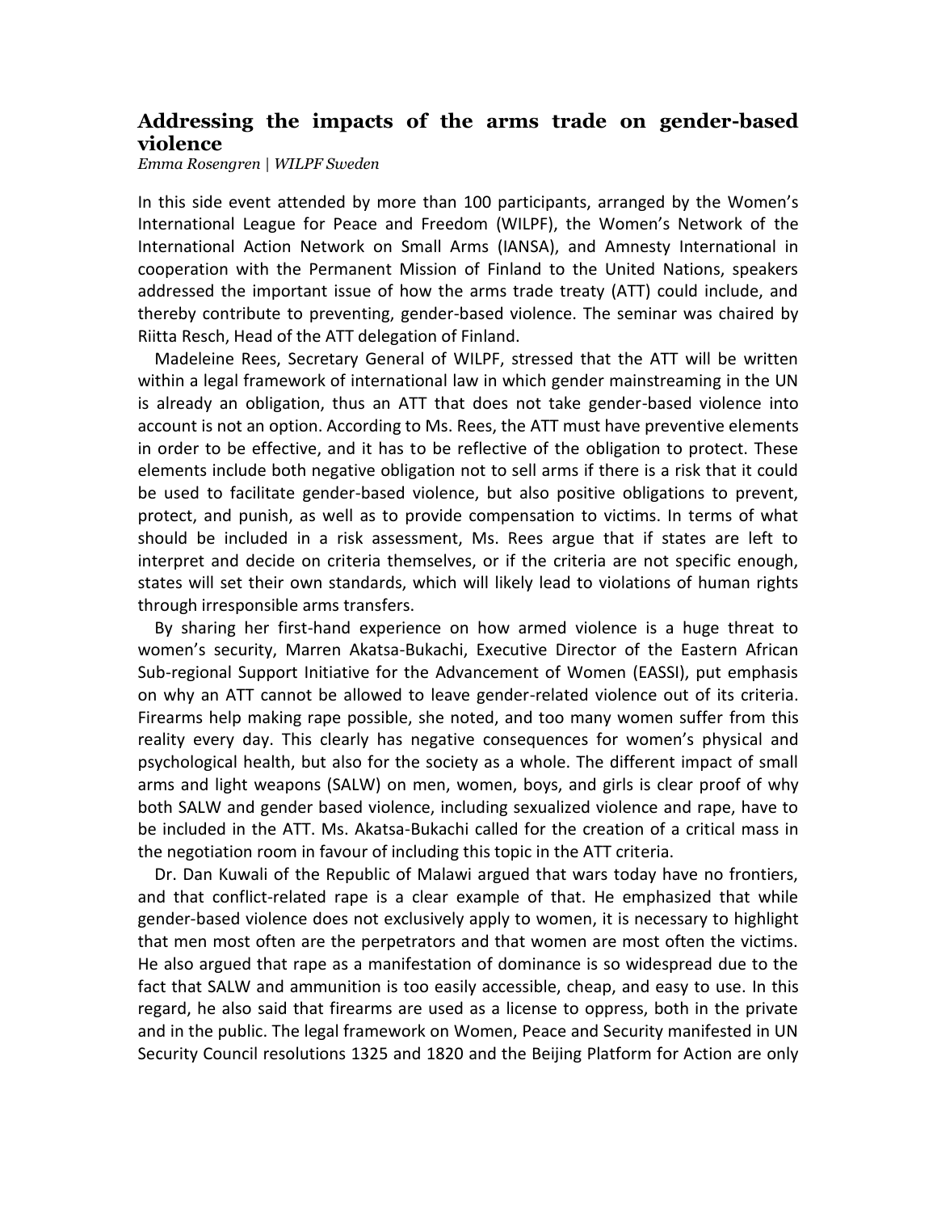## Addressing the impacts of the arms trade on gender-based violence

*Emma Rosengren | WILPF Sweden*

In this side event attended by more than 100 participants, arranged by the Women's International League for Peace and Freedom (WILPF), the Women's Network of the International Action Network on Small Arms (IANSA), and Amnesty International in cooperation with the Permanent Mission of Finland to the United Nations, speakers addressed the important issue of how the arms trade treaty (ATT) could include, and thereby contribute to preventing, gender-based violence. The seminar was chaired by Riitta Resch, Head of the ATT delegation of Finland.

Madeleine Rees, Secretary General of WILPF, stressed that the ATT will be written within a legal framework of international law in which gender mainstreaming in the UN is already an obligation, thus an ATT that does not take gender-based violence into account is not an option. According to Ms. Rees, the ATT must have preventive elements in order to be effective, and it has to be reflective of the obligation to protect. These elements include both negative obligation not to sell arms if there is a risk that it could be used to facilitate gender-based violence, but also positive obligations to prevent, protect, and punish, as well as to provide compensation to victims. In terms of what should be included in a risk assessment, Ms. Rees argue that if states are left to interpret and decide on criteria themselves, or if the criteria are not specific enough, states will set their own standards, which will likely lead to violations of human rights through irresponsible arms transfers.

By sharing her first-hand experience on how armed violence is a huge threat to women's security, Marren Akatsa-Bukachi, Executive Director of the Eastern African Sub-regional Support Initiative for the Advancement of Women (EASSI), put emphasis on why an ATT cannot be allowed to leave gender-related violence out of its criteria. Firearms help making rape possible, she noted, and too many women suffer from this reality every day. This clearly has negative consequences for women's physical and psychological health, but also for the society as a whole. The different impact of small arms and light weapons (SALW) on men, women, boys, and girls is clear proof of why both SALW and gender based violence, including sexualized violence and rape, have to be included in the ATT. Ms. Akatsa-Bukachi called for the creation of a critical mass in the negotiation room in favour of including this topic in the ATT criteria.

Dr. Dan Kuwali of the Republic of Malawi argued that wars today have no frontiers, and that conflict-related rape is a clear example of that. He emphasized that while gender-based violence does not exclusively apply to women, it is necessary to highlight that men most often are the perpetrators and that women are most often the victims. He also argued that rape as a manifestation of dominance is so widespread due to the fact that SALW and ammunition is too easily accessible, cheap, and easy to use. In this regard, he also said that firearms are used as a license to oppress, both in the private and in the public. The legal framework on Women, Peace and Security manifested in UN Security Council resolutions 1325 and 1820 and the Beijing Platform for Action are only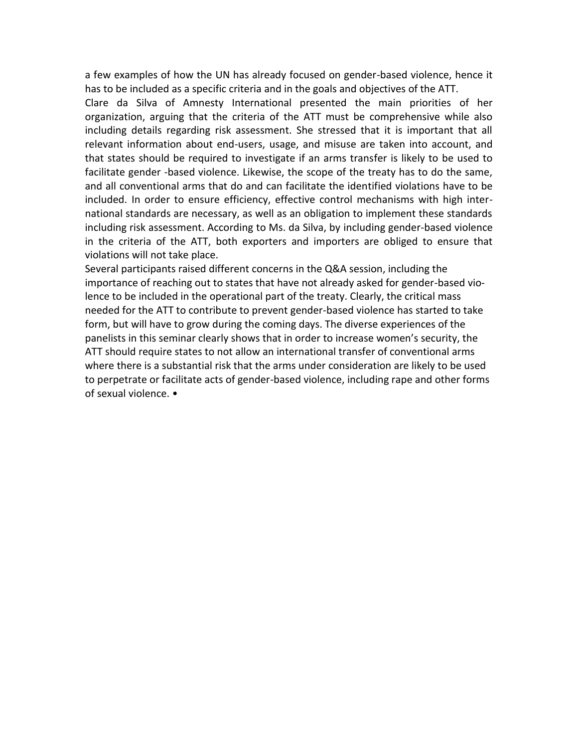a few examples of how the UN has already focused on gender-based violence, hence it has to be included as a specific criteria and in the goals and objectives of the ATT.

Clare da Silva of Amnesty International presented the main priorities of her organization, arguing that the criteria of the ATT must be comprehensive while also including details regarding risk assessment. She stressed that it is important that all relevant information about end-users, usage, and misuse are taken into account, and that states should be required to investigate if an arms transfer is likely to be used to facilitate gender -based violence. Likewise, the scope of the treaty has to do the same, and all conventional arms that do and can facilitate the identified violations have to be included. In order to ensure efficiency, effective control mechanisms with high international standards are necessary, as well as an obligation to implement these standards including risk assessment. According to Ms. da Silva, by including gender-based violence in the criteria of the ATT, both exporters and importers are obliged to ensure that violations will not take place.

Several participants raised different concerns in the Q&A session, including the importance of reaching out to states that have not already asked for gender-based violence to be included in the operational part of the treaty. Clearly, the critical mass needed for the ATT to contribute to prevent gender-based violence has started to take form, but will have to grow during the coming days. The diverse experiences of the panelists in this seminar clearly shows that in order to increase women's security, the ATT should require states to not allow an international transfer of conventional arms where there is a substantial risk that the arms under consideration are likely to be used to perpetrate or facilitate acts of gender-based violence, including rape and other forms of sexual violence. •